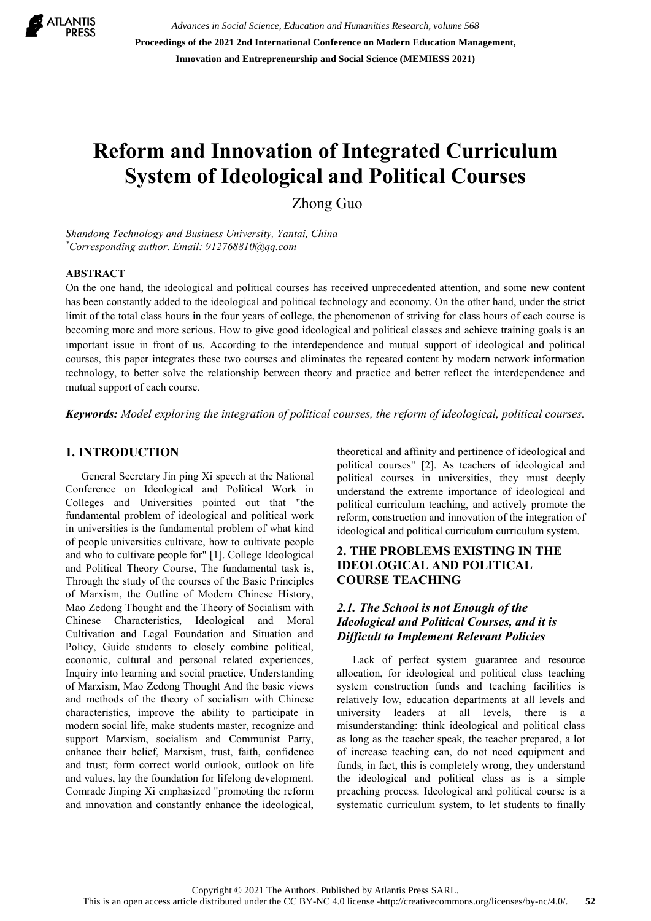# Reform and Innovation of Integrated Curriculum System of Ideological and Political Courses

Zhong Guo

*Shandong Technology and Business University, Yantai, China*
*Corresponding author. Email: 912768810@qq.com

## ABSTRACT

On the one hand, the ideological and political courses has received unprecedented attention, and some new content has been constantly added to the ideological and political technology and economy. On the other hand, under the strict limit of the total class hours in the four years of college, the phenomenon of striving for class hours of each course is becoming more and more serious. How to give good ideological and political classes and achieve training goals is an important issue in front of us. According to the interdependence and mutual support of ideological and political courses, this paper integrates these two courses and eliminates the repeated content by modern network information technology, to better solve the relationship between theory and practice and better reflect the interdependence and mutual support of each course.

***Keywords:*** *Model exploring the integration of political courses, the reform of ideological, political courses.*

## 1. INTRODUCTION

General Secretary Jin ping Xi speech at the National Conference on Ideological and Political Work in Colleges and Universities pointed out that "the fundamental problem of ideological and political work in universities is the fundamental problem of what kind of people universities cultivate, how to cultivate people and who to cultivate people for" [1]. College Ideological and Political Theory Course, The fundamental task is, Through the study of the courses of the Basic Principles of Marxism, the Outline of Modern Chinese History, Mao Zedong Thought and the Theory of Socialism with Chinese Characteristics, Ideological and Moral Cultivation and Legal Foundation and Situation and Policy, Guide students to closely combine political, economic, cultural and personal related experiences, Inquiry into learning and social practice, Understanding of Marxism, Mao Zedong Thought And the basic views and methods of the theory of socialism with Chinese characteristics, improve the ability to participate in modern social life, make students master, recognize and support Marxism, socialism and Communist Party, enhance their belief, Marxism, trust, faith, confidence and trust; form correct world outlook, outlook on life and values, lay the foundation for lifelong development. Comrade Jinping Xi emphasized "promoting the reform and innovation and constantly enhance the ideological, theoretical and affinity and pertinence of ideological and political courses" [2]. As teachers of ideological and political courses in universities, they must deeply understand the extreme importance of ideological and political curriculum teaching, and actively promote the reform, construction and innovation of the integration of ideological and political curriculum curriculum system.

## 2. THE PROBLEMS EXISTING IN THE IDEOLOGICAL AND POLITICAL COURSE TEACHING

### *2.1. The School is not Enough of the Ideological and Political Courses, and it is Difficult to Implement Relevant Policies*

Lack of perfect system guarantee and resource allocation, for ideological and political class teaching system construction funds and teaching facilities is relatively low, education departments at all levels and university leaders at all levels, there is a misunderstanding: think ideological and political class as long as the teacher speak, the teacher prepared, a lot of increase teaching can, do not need equipment and funds, in fact, this is completely wrong, they understand the ideological and political class as is a simple preaching process. Ideological and political course is a systematic curriculum system, to let students to finally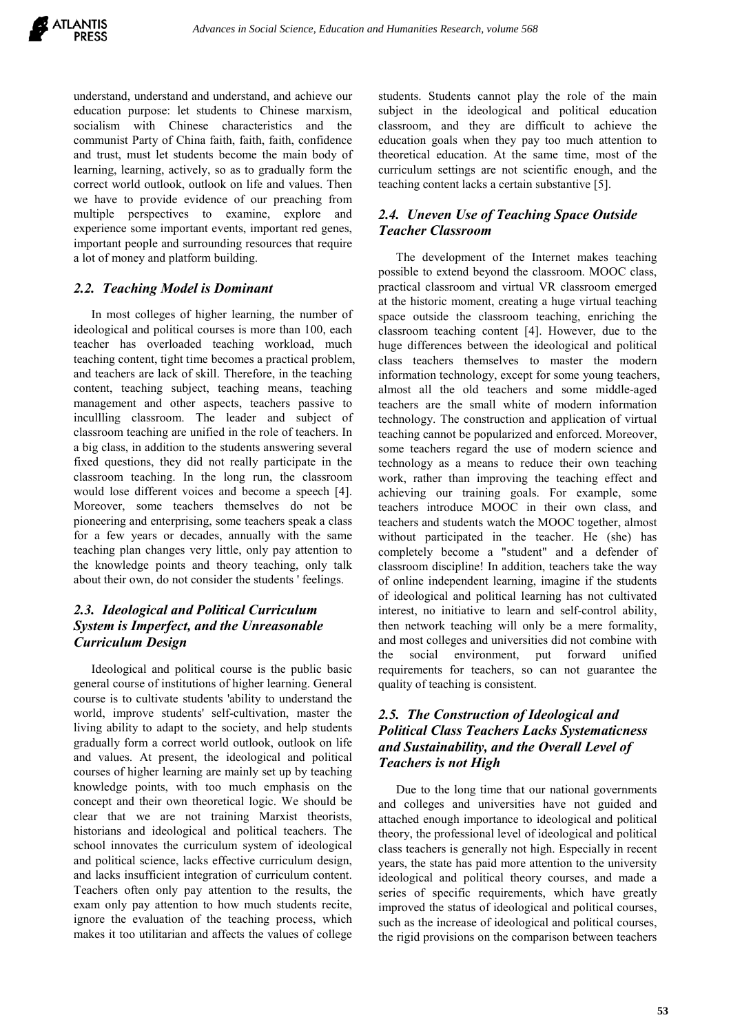understand, understand and understand, and achieve our education purpose: let students to Chinese marxism, socialism with Chinese characteristics and the communist Party of China faith, faith, faith, confidence and trust, must let students become the main body of learning, learning, actively, so as to gradually form the correct world outlook, outlook on life and values. Then we have to provide evidence of our preaching from multiple perspectives to examine, explore and experience some important events, important red genes, important people and surrounding resources that require a lot of money and platform building.

### *2.2. Teaching Model is Dominant*

In most colleges of higher learning, the number of ideological and political courses is more than 100, each teacher has overloaded teaching workload, much teaching content, tight time becomes a practical problem, and teachers are lack of skill. Therefore, in the teaching content, teaching subject, teaching means, teaching management and other aspects, teachers passive to inculling classroom. The leader and subject of classroom teaching are unified in the role of teachers. In a big class, in addition to the students answering several fixed questions, they did not really participate in the classroom teaching. In the long run, the classroom would lose different voices and become a speech [4]. Moreover, some teachers themselves do not be pioneering and enterprising, some teachers speak a class for a few years or decades, annually with the same teaching plan changes very little, only pay attention to the knowledge points and theory teaching, only talk about their own, do not consider the students ' feelings.

### *2.3. Ideological and Political Curriculum System is Imperfect, and the Unreasonable Curriculum Design*

Ideological and political course is the public basic general course of institutions of higher learning. General course is to cultivate students 'ability to understand the world, improve students' self-cultivation, master the living ability to adapt to the society, and help students gradually form a correct world outlook, outlook on life and values. At present, the ideological and political courses of higher learning are mainly set up by teaching knowledge points, with too much emphasis on the concept and their own theoretical logic. We should be clear that we are not training Marxist theorists, historians and ideological and political teachers. The school innovates the curriculum system of ideological and political science, lacks effective curriculum design, and lacks insufficient integration of curriculum content. Teachers often only pay attention to the results, the exam only pay attention to how much students recite, ignore the evaluation of the teaching process, which makes it too utilitarian and affects the values of college students. Students cannot play the role of the main subject in the ideological and political education classroom, and they are difficult to achieve the education goals when they pay too much attention to theoretical education. At the same time, most of the curriculum settings are not scientific enough, and the teaching content lacks a certain substantive [5].

### *2.4. Uneven Use of Teaching Space Outside Teacher Classroom*

The development of the Internet makes teaching possible to extend beyond the classroom. MOOC class, practical classroom and virtual VR classroom emerged at the historic moment, creating a huge virtual teaching space outside the classroom teaching, enriching the classroom teaching content [4]. However, due to the huge differences between the ideological and political class teachers themselves to master the modern information technology, except for some young teachers, almost all the old teachers and some middle-aged teachers are the small white of modern information technology. The construction and application of virtual teaching cannot be popularized and enforced. Moreover, some teachers regard the use of modern science and technology as a means to reduce their own teaching work, rather than improving the teaching effect and achieving our training goals. For example, some teachers introduce MOOC in their own class, and teachers and students watch the MOOC together, almost without participated in the teacher. He (she) has completely become a "student" and a defender of classroom discipline! In addition, teachers take the way of online independent learning, imagine if the students of ideological and political learning has not cultivated interest, no initiative to learn and self-control ability, then network teaching will only be a mere formality, and most colleges and universities did not combine with the social environment, put forward unified requirements for teachers, so can not guarantee the quality of teaching is consistent.

### *2.5. The Construction of Ideological and Political Class Teachers Lacks Systematicness and Sustainability, and the Overall Level of Teachers is not High*

Due to the long time that our national governments and colleges and universities have not guided and attached enough importance to ideological and political theory, the professional level of ideological and political class teachers is generally not high. Especially in recent years, the state has paid more attention to the university ideological and political theory courses, and made a series of specific requirements, which have greatly improved the status of ideological and political courses, such as the increase of ideological and political courses, the rigid provisions on the comparison between teachers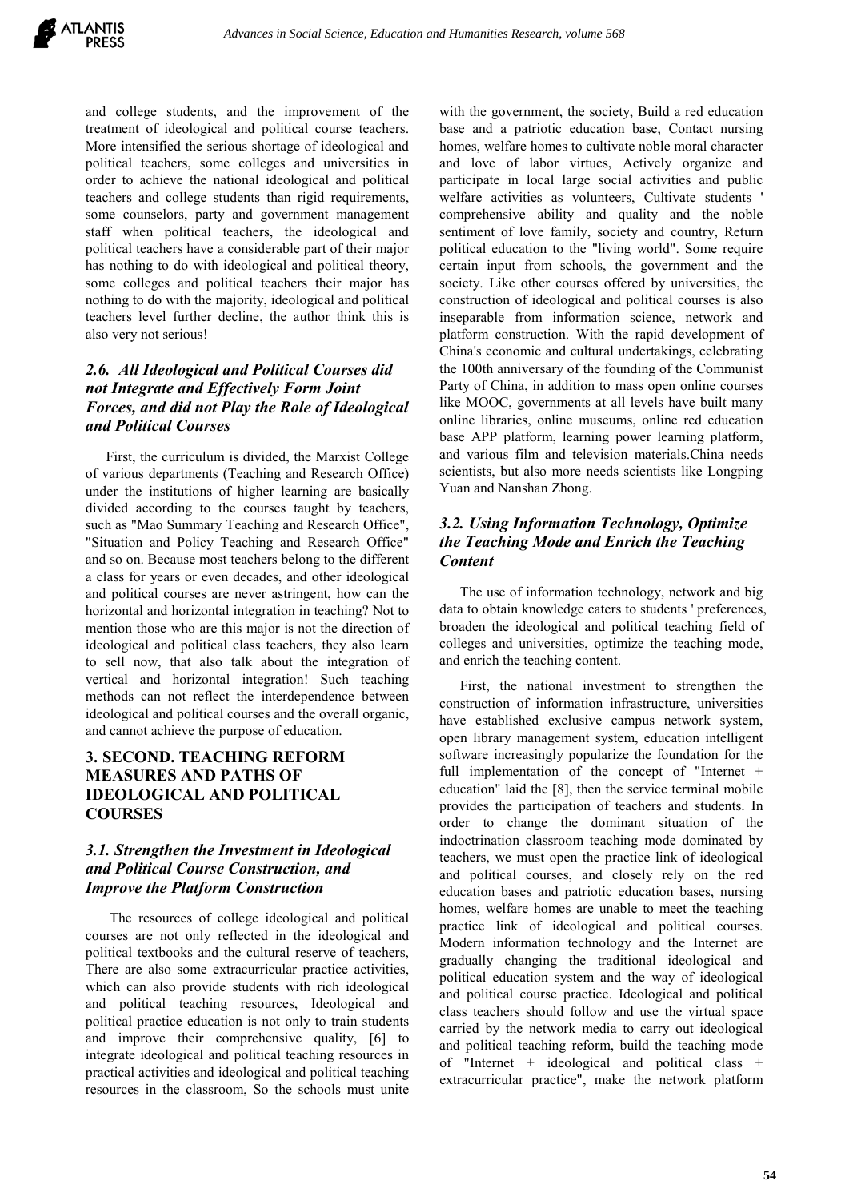and college students, and the improvement of the treatment of ideological and political course teachers. More intensified the serious shortage of ideological and political teachers, some colleges and universities in order to achieve the national ideological and political teachers and college students than rigid requirements, some counselors, party and government management staff when political teachers, the ideological and political teachers have a considerable part of their major has nothing to do with ideological and political theory, some colleges and political teachers their major has nothing to do with the majority, ideological and political teachers level further decline, the author think this is also very not serious!

### *2.6. All Ideological and Political Courses did not Integrate and Effectively Form Joint Forces, and did not Play the Role of Ideological and Political Courses*

First, the curriculum is divided, the Marxist College of various departments (Teaching and Research Office) under the institutions of higher learning are basically divided according to the courses taught by teachers, such as "Mao Summary Teaching and Research Office", "Situation and Policy Teaching and Research Office" and so on. Because most teachers belong to the different a class for years or even decades, and other ideological and political courses are never astringent, how can the horizontal and horizontal integration in teaching? Not to mention those who are this major is not the direction of ideological and political class teachers, they also learn to sell now, that also talk about the integration of vertical and horizontal integration! Such teaching methods can not reflect the interdependence between ideological and political courses and the overall organic, and cannot achieve the purpose of education.

## 3. SECOND. TEACHING REFORM MEASURES AND PATHS OF IDEOLOGICAL AND POLITICAL COURSES

### *3.1. Strengthen the Investment in Ideological and Political Course Construction, and Improve the Platform Construction*

The resources of college ideological and political courses are not only reflected in the ideological and political textbooks and the cultural reserve of teachers, There are also some extracurricular practice activities, which can also provide students with rich ideological and political teaching resources, Ideological and political practice education is not only to train students and improve their comprehensive quality, [6] to integrate ideological and political teaching resources in practical activities and ideological and political teaching resources in the classroom, So the schools must unite with the government, the society, Build a red education base and a patriotic education base, Contact nursing homes, welfare homes to cultivate noble moral character and love of labor virtues, Actively organize and participate in local large social activities and public welfare activities as volunteers, Cultivate students ' comprehensive ability and quality and the noble sentiment of love family, society and country, Return political education to the "living world". Some require certain input from schools, the government and the society. Like other courses offered by universities, the construction of ideological and political courses is also inseparable from information science, network and platform construction. With the rapid development of China's economic and cultural undertakings, celebrating the 100th anniversary of the founding of the Communist Party of China, in addition to mass open online courses like MOOC, governments at all levels have built many online libraries, online museums, online red education base APP platform, learning power learning platform, and various film and television materials.China needs scientists, but also more needs scientists like Longping Yuan and Nanshan Zhong.

### *3.2. Using Information Technology, Optimize the Teaching Mode and Enrich the Teaching Content*

The use of information technology, network and big data to obtain knowledge caters to students ' preferences, broaden the ideological and political teaching field of colleges and universities, optimize the teaching mode, and enrich the teaching content.

First, the national investment to strengthen the construction of information infrastructure, universities have established exclusive campus network system, open library management system, education intelligent software increasingly popularize the foundation for the full implementation of the concept of "Internet + education" laid the [8], then the service terminal mobile provides the participation of teachers and students. In order to change the dominant situation of the indoctrination classroom teaching mode dominated by teachers, we must open the practice link of ideological and political courses, and closely rely on the red education bases and patriotic education bases, nursing homes, welfare homes are unable to meet the teaching practice link of ideological and political courses. Modern information technology and the Internet are gradually changing the traditional ideological and political education system and the way of ideological and political course practice. Ideological and political class teachers should follow and use the virtual space carried by the network media to carry out ideological and political teaching reform, build the teaching mode of "Internet + ideological and political class + extracurricular practice", make the network platform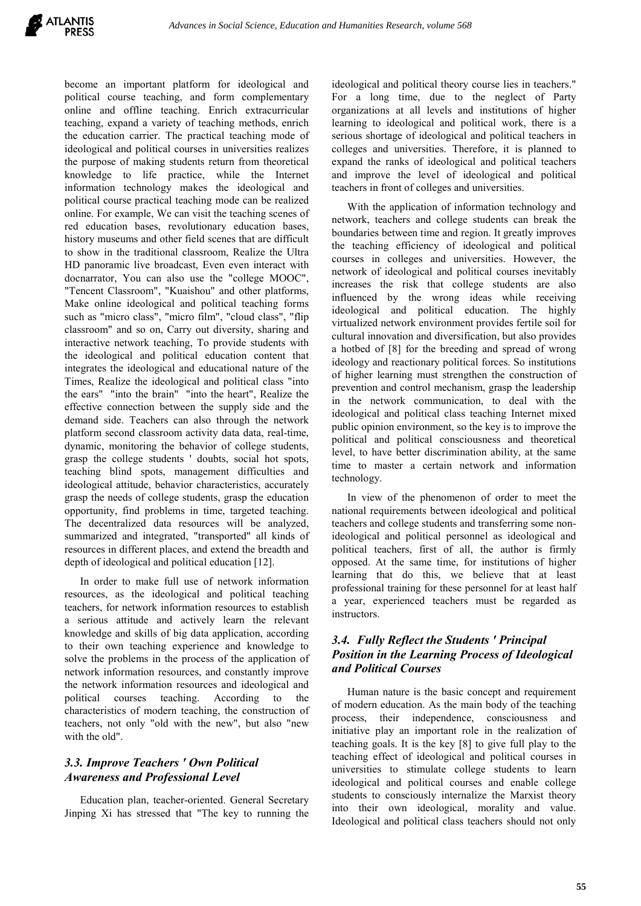become an important platform for ideological and political course teaching, and form complementary online and offline teaching. Enrich extracurricular teaching, expand a variety of teaching methods, enrich the education carrier. The practical teaching mode of ideological and political courses in universities realizes the purpose of making students return from theoretical knowledge to life practice, while the Internet information technology makes the ideological and political course practical teaching mode can be realized online. For example, We can visit the teaching scenes of red education bases, revolutionary education bases, history museums and other field scenes that are difficult to show in the traditional classroom, Realize the Ultra HD panoramic live broadcast, Even even interact with docnarrator, You can also use the "college MOOC", "Tencent Classroom", "Kuaishou" and other platforms, Make online ideological and political teaching forms such as "micro class", "micro film", "cloud class", "flip classroom" and so on, Carry out diversity, sharing and interactive network teaching, To provide students with the ideological and political education content that integrates the ideological and educational nature of the Times, Realize the ideological and political class "into the ears" "into the brain" "into the heart", Realize the effective connection between the supply side and the demand side. Teachers can also through the network platform second classroom activity data data, real-time, dynamic, monitoring the behavior of college students, grasp the college students ' doubts, social hot spots, teaching blind spots, management difficulties and ideological attitude, behavior characteristics, accurately grasp the needs of college students, grasp the education opportunity, find problems in time, targeted teaching. The decentralized data resources will be analyzed, summarized and integrated, "transported" all kinds of resources in different places, and extend the breadth and depth of ideological and political education [12].

In order to make full use of network information resources, as the ideological and political teaching teachers, for network information resources to establish a serious attitude and actively learn the relevant knowledge and skills of big data application, according to their own teaching experience and knowledge to solve the problems in the process of the application of network information resources, and constantly improve the network information resources and ideological and political courses teaching. According to the characteristics of modern teaching, the construction of teachers, not only "old with the new", but also "new with the old".

### *3.3. Improve Teachers ' Own Political Awareness and Professional Level*

Education plan, teacher-oriented. General Secretary Jinping Xi has stressed that "The key to running the ideological and political theory course lies in teachers." For a long time, due to the neglect of Party organizations at all levels and institutions of higher learning to ideological and political work, there is a serious shortage of ideological and political teachers in colleges and universities. Therefore, it is planned to expand the ranks of ideological and political teachers and improve the level of ideological and political teachers in front of colleges and universities.

With the application of information technology and network, teachers and college students can break the boundaries between time and region. It greatly improves the teaching efficiency of ideological and political courses in colleges and universities. However, the network of ideological and political courses inevitably increases the risk that college students are also influenced by the wrong ideas while receiving ideological and political education. The highly virtualized network environment provides fertile soil for cultural innovation and diversification, but also provides a hotbed of [8] for the breeding and spread of wrong ideology and reactionary political forces. So institutions of higher learning must strengthen the construction of prevention and control mechanism, grasp the leadership in the network communication, to deal with the ideological and political class teaching Internet mixed public opinion environment, so the key is to improve the political and political consciousness and theoretical level, to have better discrimination ability, at the same time to master a certain network and information technology.

In view of the phenomenon of order to meet the national requirements between ideological and political teachers and college students and transferring some non-ideological and political personnel as ideological and political teachers, first of all, the author is firmly opposed. At the same time, for institutions of higher learning that do this, we believe that at least professional training for these personnel for at least half a year, experienced teachers must be regarded as instructors.

### *3.4. Fully Reflect the Students ' Principal Position in the Learning Process of Ideological and Political Courses*

Human nature is the basic concept and requirement of modern education. As the main body of the teaching process, their independence, consciousness and initiative play an important role in the realization of teaching goals. It is the key [8] to give full play to the teaching effect of ideological and political courses in universities to stimulate college students to learn ideological and political courses and enable college students to consciously internalize the Marxist theory into their own ideological, morality and value. Ideological and political class teachers should not only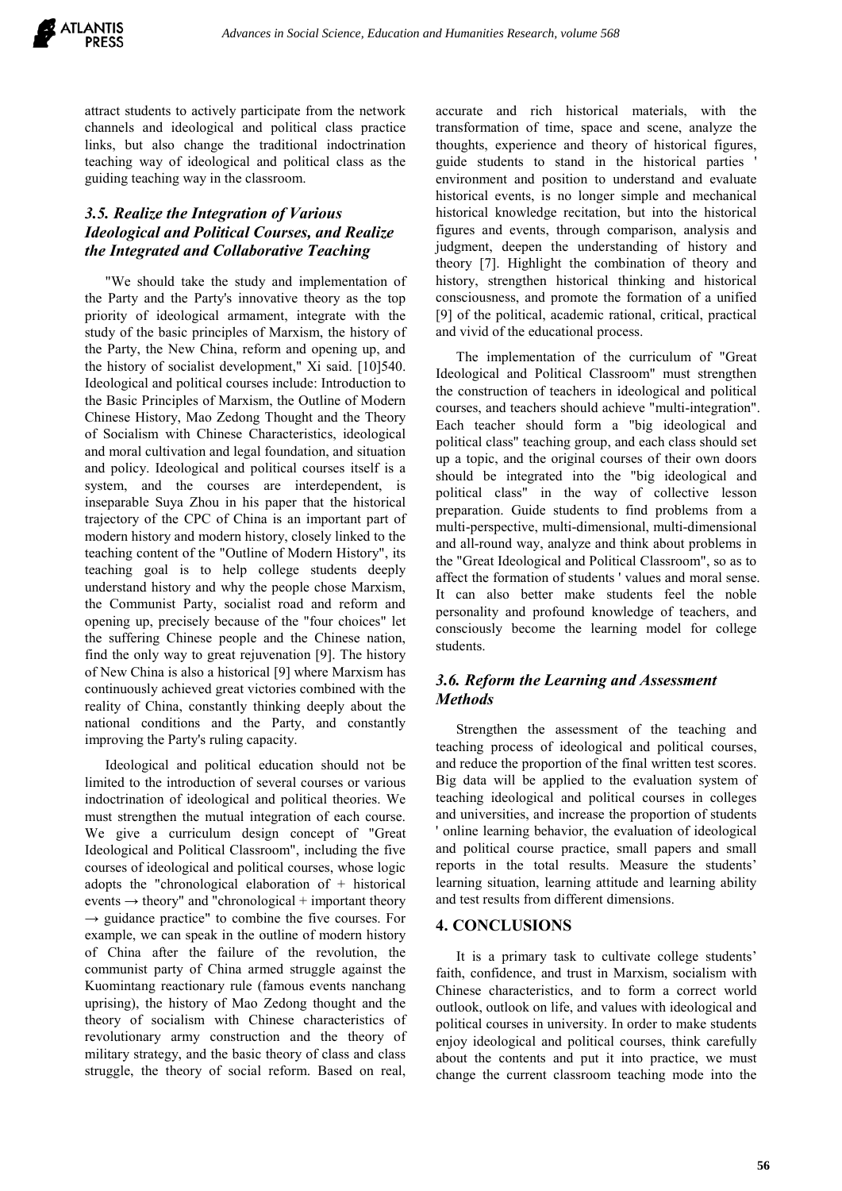attract students to actively participate from the network channels and ideological and political class practice links, but also change the traditional indoctrination teaching way of ideological and political class as the guiding teaching way in the classroom.

### *3.5. Realize the Integration of Various Ideological and Political Courses, and Realize the Integrated and Collaborative Teaching*

"We should take the study and implementation of the Party and the Party's innovative theory as the top priority of ideological armament, integrate with the study of the basic principles of Marxism, the history of the Party, the New China, reform and opening up, and the history of socialist development," Xi said. [10]540. Ideological and political courses include: Introduction to the Basic Principles of Marxism, the Outline of Modern Chinese History, Mao Zedong Thought and the Theory of Socialism with Chinese Characteristics, ideological and moral cultivation and legal foundation, and situation and policy. Ideological and political courses itself is a system, and the courses are interdependent, is inseparable Suya Zhou in his paper that the historical trajectory of the CPC of China is an important part of modern history and modern history, closely linked to the teaching content of the "Outline of Modern History", its teaching goal is to help college students deeply understand history and why the people chose Marxism, the Communist Party, socialist road and reform and opening up, precisely because of the "four choices" let the suffering Chinese people and the Chinese nation, find the only way to great rejuvenation [9]. The history of New China is also a historical [9] where Marxism has continuously achieved great victories combined with the reality of China, constantly thinking deeply about the national conditions and the Party, and constantly improving the Party's ruling capacity.

Ideological and political education should not be limited to the introduction of several courses or various indoctrination of ideological and political theories. We must strengthen the mutual integration of each course. We give a curriculum design concept of "Great Ideological and Political Classroom", including the five courses of ideological and political courses, whose logic adopts the "chronological elaboration of + historical events → theory" and "chronological + important theory → guidance practice" to combine the five courses. For example, we can speak in the outline of modern history of China after the failure of the revolution, the communist party of China armed struggle against the Kuomintang reactionary rule (famous events nanchang uprising), the history of Mao Zedong thought and the theory of socialism with Chinese characteristics of revolutionary army construction and the theory of military strategy, and the basic theory of class and class struggle, the theory of social reform. Based on real, accurate and rich historical materials, with the transformation of time, space and scene, analyze the thoughts, experience and theory of historical figures, guide students to stand in the historical parties ' environment and position to understand and evaluate historical events, is no longer simple and mechanical historical knowledge recitation, but into the historical figures and events, through comparison, analysis and judgment, deepen the understanding of history and theory [7]. Highlight the combination of theory and history, strengthen historical thinking and historical consciousness, and promote the formation of a unified [9] of the political, academic rational, critical, practical and vivid of the educational process.

The implementation of the curriculum of "Great Ideological and Political Classroom" must strengthen the construction of teachers in ideological and political courses, and teachers should achieve "multi-integration". Each teacher should form a "big ideological and political class" teaching group, and each class should set up a topic, and the original courses of their own doors should be integrated into the "big ideological and political class" in the way of collective lesson preparation. Guide students to find problems from a multi-perspective, multi-dimensional, multi-dimensional and all-round way, analyze and think about problems in the "Great Ideological and Political Classroom", so as to affect the formation of students ' values and moral sense. It can also better make students feel the noble personality and profound knowledge of teachers, and consciously become the learning model for college students.

### *3.6. Reform the Learning and Assessment Methods*

Strengthen the assessment of the teaching and teaching process of ideological and political courses, and reduce the proportion of the final written test scores. Big data will be applied to the evaluation system of teaching ideological and political courses in colleges and universities, and increase the proportion of students ' online learning behavior, the evaluation of ideological and political course practice, small papers and small reports in the total results. Measure the students' learning situation, learning attitude and learning ability and test results from different dimensions.

## 4. CONCLUSIONS

It is a primary task to cultivate college students' faith, confidence, and trust in Marxism, socialism with Chinese characteristics, and to form a correct world outlook, outlook on life, and values with ideological and political courses in university. In order to make students enjoy ideological and political courses, think carefully about the contents and put it into practice, we must change the current classroom teaching mode into the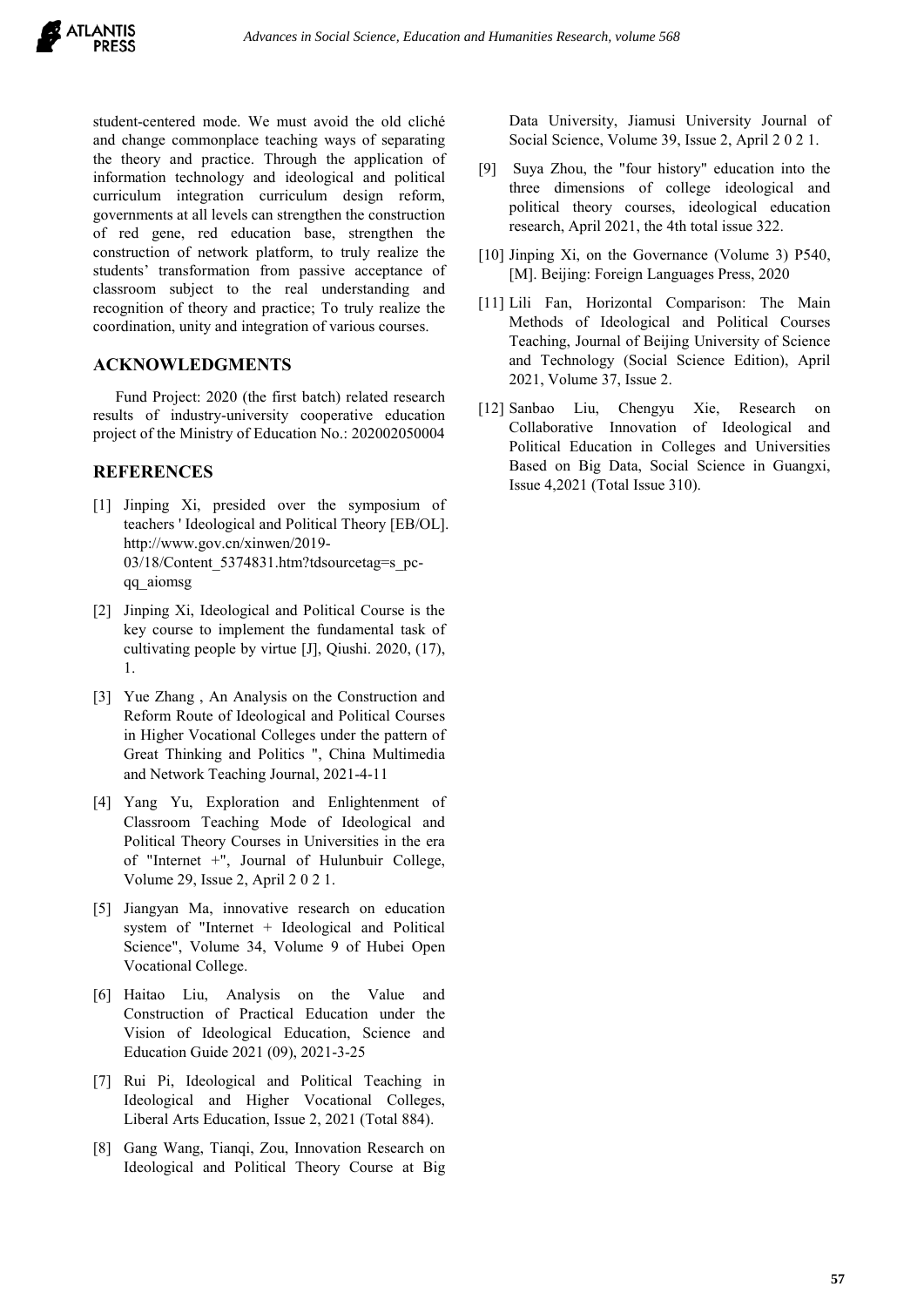student-centered mode. We must avoid the old cliché and change commonplace teaching ways of separating the theory and practice. Through the application of information technology and ideological and political curriculum integration curriculum design reform, governments at all levels can strengthen the construction of red gene, red education base, strengthen the construction of network platform, to truly realize the students' transformation from passive acceptance of classroom subject to the real understanding and recognition of theory and practice; To truly realize the coordination, unity and integration of various courses.

## ACKNOWLEDGMENTS

Fund Project: 2020 (the first batch) related research results of industry-university cooperative education project of the Ministry of Education No.: 202002050004

## REFERENCES

[1] Jinping Xi, presided over the symposium of teachers ' Ideological and Political Theory [EB/OL]. http://www.gov.cn/xinwen/2019-03/18/Content_5374831.htm?tdsourcetag=s_pc-qq_aiomsg

[2] Jinping Xi, Ideological and Political Course is the key course to implement the fundamental task of cultivating people by virtue [J], Qiushi. 2020, (17), 1.

[3] Yue Zhang , An Analysis on the Construction and Reform Route of Ideological and Political Courses in Higher Vocational Colleges under the pattern of Great Thinking and Politics ", China Multimedia and Network Teaching Journal, 2021-4-11

[4] Yang Yu, Exploration and Enlightenment of Classroom Teaching Mode of Ideological and Political Theory Courses in Universities in the era of "Internet +", Journal of Hulunbuir College, Volume 29, Issue 2, April 2 0 2 1.

[5] Jiangyan Ma, innovative research on education system of "Internet + Ideological and Political Science", Volume 34, Volume 9 of Hubei Open Vocational College.

[6] Haitao Liu, Analysis on the Value and Construction of Practical Education under the Vision of Ideological Education, Science and Education Guide 2021 (09), 2021-3-25

[7] Rui Pi, Ideological and Political Teaching in Ideological and Higher Vocational Colleges, Liberal Arts Education, Issue 2, 2021 (Total 884).

[8] Gang Wang, Tianqi, Zou, Innovation Research on Ideological and Political Theory Course at Big Data University, Jiamusi University Journal of Social Science, Volume 39, Issue 2, April 2 0 2 1.

[9] Suya Zhou, the "four history" education into the three dimensions of college ideological and political theory courses, ideological education research, April 2021, the 4th total issue 322.

[10] Jinping Xi, on the Governance (Volume 3) P540, [M]. Beijing: Foreign Languages Press, 2020

[11] Lili Fan, Horizontal Comparison: The Main Methods of Ideological and Political Courses Teaching, Journal of Beijing University of Science and Technology (Social Science Edition), April 2021, Volume 37, Issue 2.

[12] Sanbao Liu, Chengyu Xie, Research on Collaborative Innovation of Ideological and Political Education in Colleges and Universities Based on Big Data, Social Science in Guangxi, Issue 4,2021 (Total Issue 310).